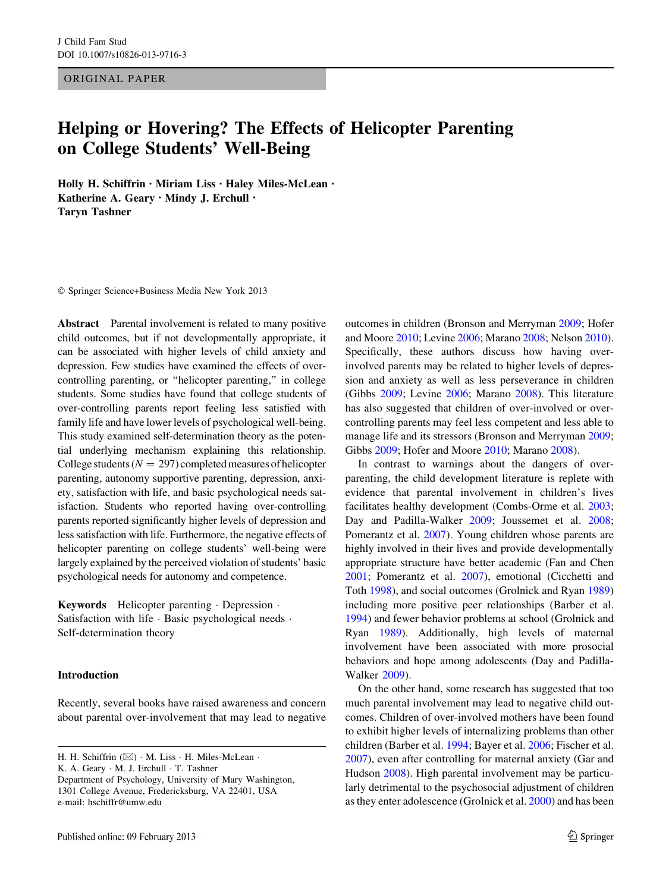ORIGINAL PAPER

# Helping or Hovering? The Effects of Helicopter Parenting on College Students' Well-Being

**Holly H. Schiffrin · Miriam Liss · Haley Miles-McLean · Katherine A. Geary · Mindy J. Erchull · Taryn Tashner**

© Springer Science+Business Media New York 2013

**Abstract** Parental involvement is related to many positive child outcomes, but if not developmentally appropriate, it can be associated with higher levels of child anxiety and depression. Few studies have examined the effects of over-controlling parenting, or "helicopter parenting," in college students. Some studies have found that college students of over-controlling parents report feeling less satisfied with family life and have lower levels of psychological well-being. This study examined self-determination theory as the potential underlying mechanism explaining this relationship. College students ($N = 297$) completed measures of helicopter parenting, autonomy supportive parenting, depression, anxiety, satisfaction with life, and basic psychological needs satisfaction. Students who reported having over-controlling parents reported significantly higher levels of depression and less satisfaction with life. Furthermore, the negative effects of helicopter parenting on college students' well-being were largely explained by the perceived violation of students' basic psychological needs for autonomy and competence.

**Keywords** Helicopter parenting · Depression · Satisfaction with life · Basic psychological needs · Self-determination theory

## Introduction

Recently, several books have raised awareness and concern about parental over-involvement that may lead to negative outcomes in children (Bronson and Merryman 2009; Hofer and Moore 2010; Levine 2006; Marano 2008; Nelson 2010). Specifically, these authors discuss how having over-involved parents may be related to higher levels of depression and anxiety as well as less perseverance in children (Gibbs 2009; Levine 2006; Marano 2008). This literature has also suggested that children of over-involved or over-controlling parents may feel less competent and less able to manage life and its stressors (Bronson and Merryman 2009; Gibbs 2009; Hofer and Moore 2010; Marano 2008).

In contrast to warnings about the dangers of over-parenting, the child development literature is replete with evidence that parental involvement in children's lives facilitates healthy development (Combs-Orme et al. 2003; Day and Padilla-Walker 2009; Joussemet et al. 2008; Pomerantz et al. 2007). Young children whose parents are highly involved in their lives and provide developmentally appropriate structure have better academic (Fan and Chen 2001; Pomerantz et al. 2007), emotional (Cicchetti and Toth 1998), and social outcomes (Grolnick and Ryan 1989) including more positive peer relationships (Barber et al. 1994) and fewer behavior problems at school (Grolnick and Ryan 1989). Additionally, high levels of maternal involvement have been associated with more prosocial behaviors and hope among adolescents (Day and Padilla-Walker 2009).

On the other hand, some research has suggested that too much parental involvement may lead to negative child outcomes. Children of over-involved mothers have been found to exhibit higher levels of internalizing problems than other children (Barber et al. 1994; Bayer et al. 2006; Fischer et al. 2007), even after controlling for maternal anxiety (Gar and Hudson 2008). High parental involvement may be particularly detrimental to the psychosocial adjustment of children as they enter adolescence (Grolnick et al. 2000) and has been

---

H. H. Schiffrin (✉) · M. Liss · H. Miles-McLean · K. A. Geary · M. J. Erchull · T. Tashner
Department of Psychology, University of Mary Washington, 1301 College Avenue, Fredericksburg, VA 22401, USA
e-mail: hschiffr@umw.edu

Published online: 09 February 2013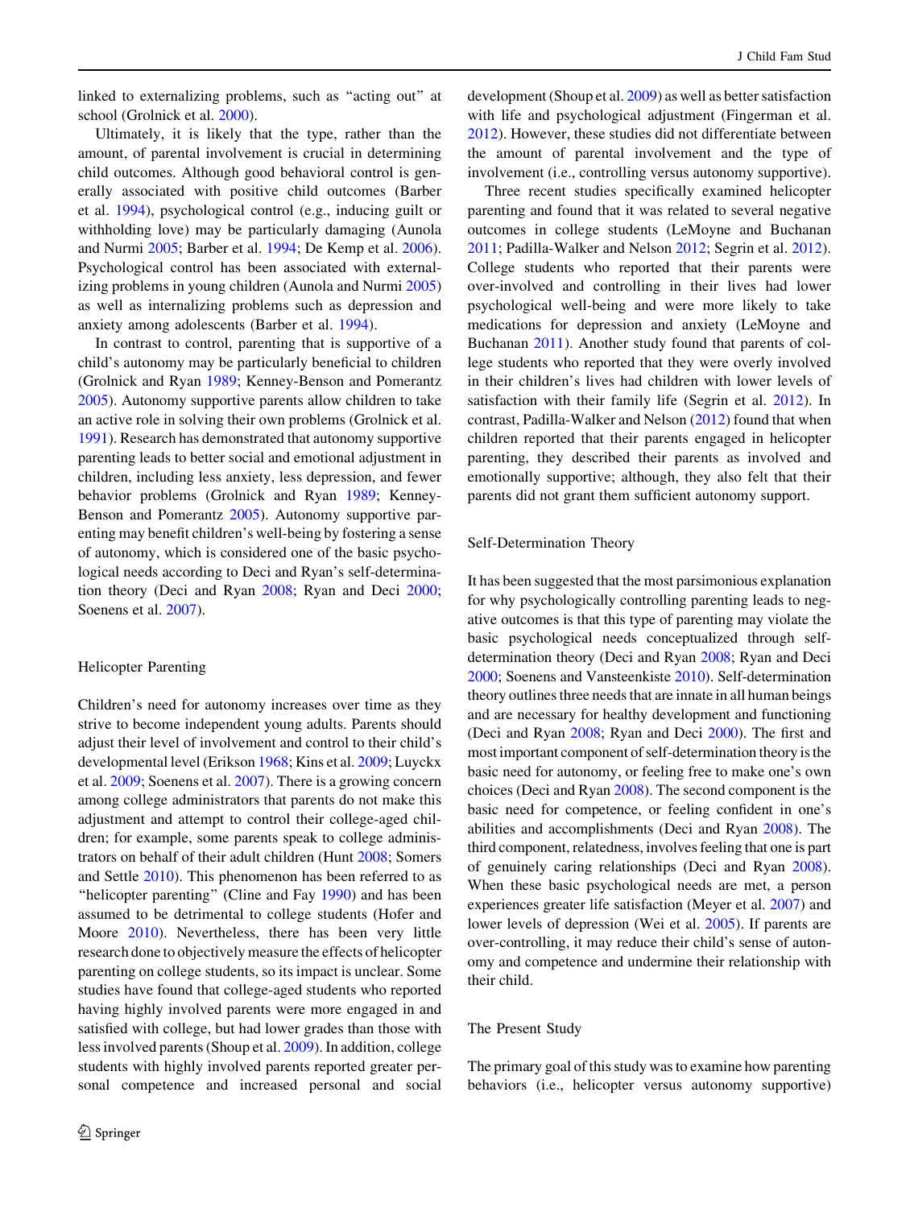linked to externalizing problems, such as "acting out" at school (Grolnick et al. 2000).

Ultimately, it is likely that the type, rather than the amount, of parental involvement is crucial in determining child outcomes. Although good behavioral control is generally associated with positive child outcomes (Barber et al. 1994), psychological control (e.g., inducing guilt or withholding love) may be particularly damaging (Aunola and Nurmi 2005; Barber et al. 1994; De Kemp et al. 2006). Psychological control has been associated with externalizing problems in young children (Aunola and Nurmi 2005) as well as internalizing problems such as depression and anxiety among adolescents (Barber et al. 1994).

In contrast to control, parenting that is supportive of a child's autonomy may be particularly beneficial to children (Grolnick and Ryan 1989; Kenney-Benson and Pomerantz 2005). Autonomy supportive parents allow children to take an active role in solving their own problems (Grolnick et al. 1991). Research has demonstrated that autonomy supportive parenting leads to better social and emotional adjustment in children, including less anxiety, less depression, and fewer behavior problems (Grolnick and Ryan 1989; Kenney-Benson and Pomerantz 2005). Autonomy supportive parenting may benefit children's well-being by fostering a sense of autonomy, which is considered one of the basic psychological needs according to Deci and Ryan's self-determination theory (Deci and Ryan 2008; Ryan and Deci 2000; Soenens et al. 2007).

## Helicopter Parenting

Children's need for autonomy increases over time as they strive to become independent young adults. Parents should adjust their level of involvement and control to their child's developmental level (Erikson 1968; Kins et al. 2009; Luyckx et al. 2009; Soenens et al. 2007). There is a growing concern among college administrators that parents do not make this adjustment and attempt to control their college-aged children; for example, some parents speak to college administrators on behalf of their adult children (Hunt 2008; Somers and Settle 2010). This phenomenon has been referred to as "helicopter parenting" (Cline and Fay 1990) and has been assumed to be detrimental to college students (Hofer and Moore 2010). Nevertheless, there has been very little research done to objectively measure the effects of helicopter parenting on college students, so its impact is unclear. Some studies have found that college-aged students who reported having highly involved parents were more engaged in and satisfied with college, but had lower grades than those with less involved parents (Shoup et al. 2009). In addition, college students with highly involved parents reported greater personal competence and increased personal and social development (Shoup et al. 2009) as well as better satisfaction with life and psychological adjustment (Fingerman et al. 2012). However, these studies did not differentiate between the amount of parental involvement and the type of involvement (i.e., controlling versus autonomy supportive).

Three recent studies specifically examined helicopter parenting and found that it was related to several negative outcomes in college students (LeMoyne and Buchanan 2011; Padilla-Walker and Nelson 2012; Segrin et al. 2012). College students who reported that their parents were over-involved and controlling in their lives had lower psychological well-being and were more likely to take medications for depression and anxiety (LeMoyne and Buchanan 2011). Another study found that parents of college students who reported that they were overly involved in their children's lives had children with lower levels of satisfaction with their family life (Segrin et al. 2012). In contrast, Padilla-Walker and Nelson (2012) found that when children reported that their parents engaged in helicopter parenting, they described their parents as involved and emotionally supportive; although, they also felt that their parents did not grant them sufficient autonomy support.

## Self-Determination Theory

It has been suggested that the most parsimonious explanation for why psychologically controlling parenting leads to negative outcomes is that this type of parenting may violate the basic psychological needs conceptualized through self-determination theory (Deci and Ryan 2008; Ryan and Deci 2000; Soenens and Vansteenkiste 2010). Self-determination theory outlines three needs that are innate in all human beings and are necessary for healthy development and functioning (Deci and Ryan 2008; Ryan and Deci 2000). The first and most important component of self-determination theory is the basic need for autonomy, or feeling free to make one's own choices (Deci and Ryan 2008). The second component is the basic need for competence, or feeling confident in one's abilities and accomplishments (Deci and Ryan 2008). The third component, relatedness, involves feeling that one is part of genuinely caring relationships (Deci and Ryan 2008). When these basic psychological needs are met, a person experiences greater life satisfaction (Meyer et al. 2007) and lower levels of depression (Wei et al. 2005). If parents are over-controlling, it may reduce their child's sense of autonomy and competence and undermine their relationship with their child.

## The Present Study

The primary goal of this study was to examine how parenting behaviors (i.e., helicopter versus autonomy supportive)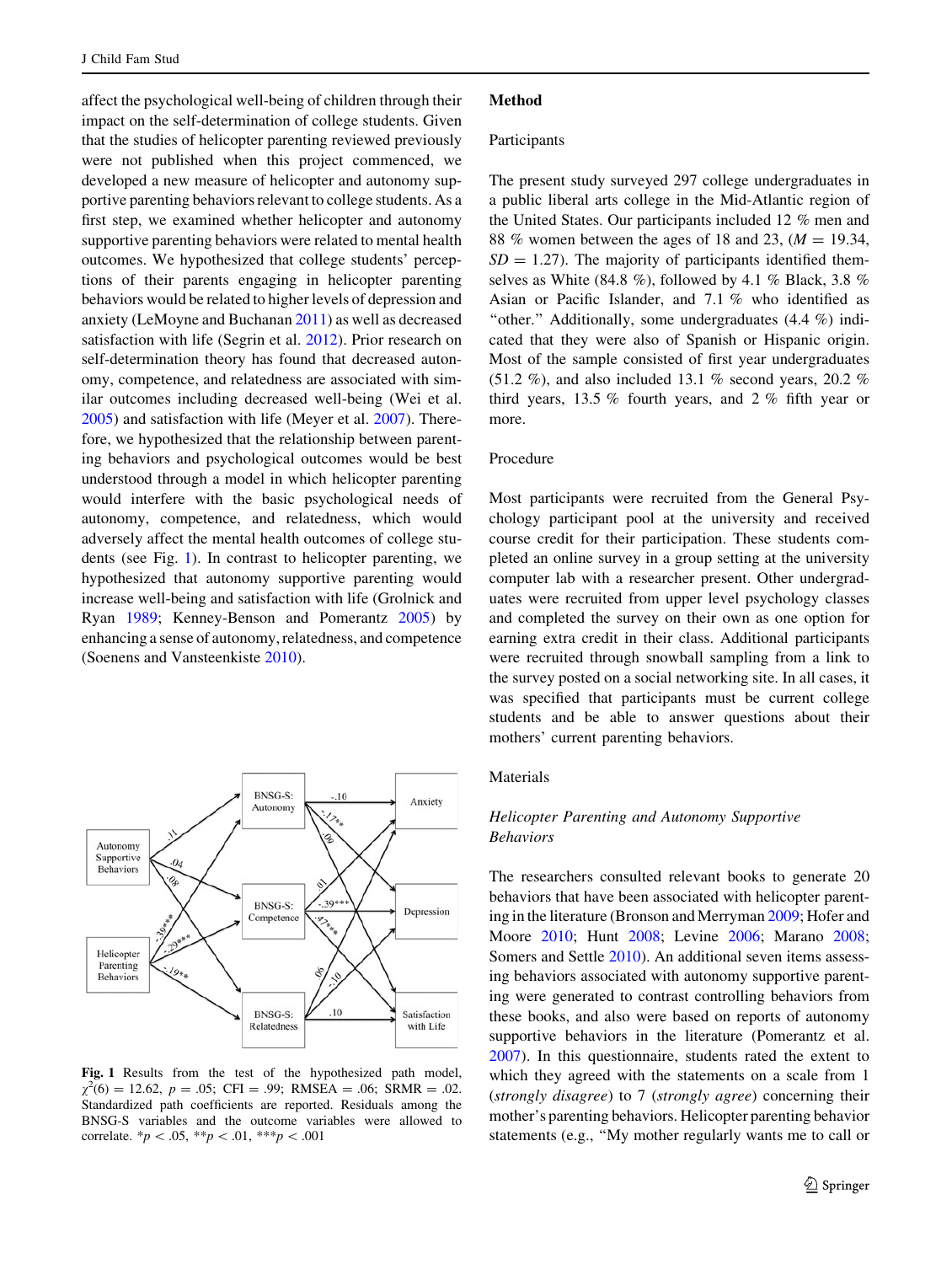affect the psychological well-being of children through their impact on the self-determination of college students. Given that the studies of helicopter parenting reviewed previously were not published when this project commenced, we developed a new measure of helicopter and autonomy supportive parenting behaviors relevant to college students. As a first step, we examined whether helicopter and autonomy supportive parenting behaviors were related to mental health outcomes. We hypothesized that college students' perceptions of their parents engaging in helicopter parenting behaviors would be related to higher levels of depression and anxiety (LeMoyne and Buchanan 2011) as well as decreased satisfaction with life (Segrin et al. 2012). Prior research on self-determination theory has found that decreased autonomy, competence, and relatedness are associated with similar outcomes including decreased well-being (Wei et al. 2005) and satisfaction with life (Meyer et al. 2007). Therefore, we hypothesized that the relationship between parenting behaviors and psychological outcomes would be best understood through a model in which helicopter parenting would interfere with the basic psychological needs of autonomy, competence, and relatedness, which would adversely affect the mental health outcomes of college students (see Fig. 1). In contrast to helicopter parenting, we hypothesized that autonomy supportive parenting would increase well-being and satisfaction with life (Grolnick and Ryan 1989; Kenney-Benson and Pomerantz 2005) by enhancing a sense of autonomy, relatedness, and competence (Soenens and Vansteenkiste 2010).

**Fig. 1** Results from the test of the hypothesized path model, $\chi^2(6) = 12.62$, $p = .05$; CFI = .99; RMSEA = .06; SRMR = .02. Standardized path coefficients are reported. Residuals among the BNSG-S variables and the outcome variables were allowed to correlate. $^{*}p < .05$, $^{**}p < .01$, $^{***}p < .001$

## Method

### Participants

The present study surveyed 297 college undergraduates in a public liberal arts college in the Mid-Atlantic region of the United States. Our participants included 12 % men and 88 % women between the ages of 18 and 23, ($M = 19.34$, $SD = 1.27$). The majority of participants identified themselves as White (84.8 %), followed by 4.1 % Black, 3.8 % Asian or Pacific Islander, and 7.1 % who identified as "other." Additionally, some undergraduates (4.4 %) indicated that they were also of Spanish or Hispanic origin. Most of the sample consisted of first year undergraduates (51.2 %), and also included 13.1 % second years, 20.2 % third years, 13.5 % fourth years, and 2 % fifth year or more.

### Procedure

Most participants were recruited from the General Psychology participant pool at the university and received course credit for their participation. These students completed an online survey in a group setting at the university computer lab with a researcher present. Other undergraduates were recruited from upper level psychology classes and completed the survey on their own as one option for earning extra credit in their class. Additional participants were recruited through snowball sampling from a link to the survey posted on a social networking site. In all cases, it was specified that participants must be current college students and be able to answer questions about their mothers' current parenting behaviors.

### Materials

*Helicopter Parenting and Autonomy Supportive Behaviors*

The researchers consulted relevant books to generate 20 behaviors that have been associated with helicopter parenting in the literature (Bronson and Merryman 2009; Hofer and Moore 2010; Hunt 2008; Levine 2006; Marano 2008; Somers and Settle 2010). An additional seven items assessing behaviors associated with autonomy supportive parenting were generated to contrast controlling behaviors from these books, and also were based on reports of autonomy supportive behaviors in the literature (Pomerantz et al. 2007). In this questionnaire, students rated the extent to which they agreed with the statements on a scale from 1 (*strongly disagree*) to 7 (*strongly agree*) concerning their mother's parenting behaviors. Helicopter parenting behavior statements (e.g., "My mother regularly wants me to call or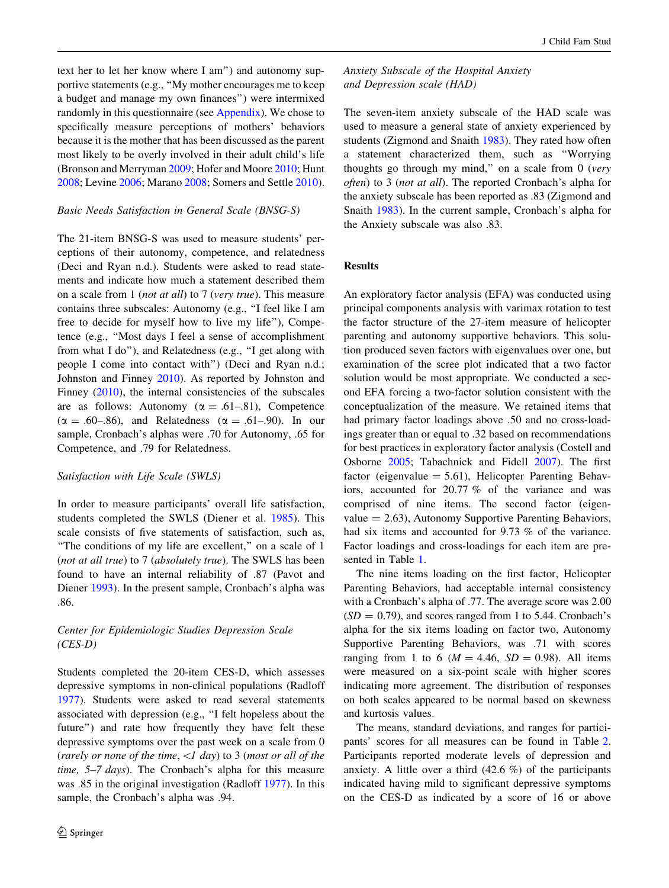text her to let her know where I am") and autonomy supportive statements (e.g., "My mother encourages me to keep a budget and manage my own finances") were intermixed randomly in this questionnaire (see Appendix). We chose to specifically measure perceptions of mothers' behaviors because it is the mother that has been discussed as the parent most likely to be overly involved in their adult child's life (Bronson and Merryman 2009; Hofer and Moore 2010; Hunt 2008; Levine 2006; Marano 2008; Somers and Settle 2010).

### Basic Needs Satisfaction in General Scale (BNSG-S)

The 21-item BNSG-S was used to measure students' perceptions of their autonomy, competence, and relatedness (Deci and Ryan n.d.). Students were asked to read statements and indicate how much a statement described them on a scale from 1 (*not at all*) to 7 (*very true*). This measure contains three subscales: Autonomy (e.g., "I feel like I am free to decide for myself how to live my life"), Competence (e.g., "Most days I feel a sense of accomplishment from what I do"), and Relatedness (e.g., "I get along with people I come into contact with") (Deci and Ryan n.d.; Johnston and Finney 2010). As reported by Johnston and Finney (2010), the internal consistencies of the subscales are as follows: Autonomy ($\alpha = .61–.81$), Competence ($\alpha = .60–.86$), and Relatedness ($\alpha = .61–.90$). In our sample, Cronbach's alphas were .70 for Autonomy, .65 for Competence, and .79 for Relatedness.

### Satisfaction with Life Scale (SWLS)

In order to measure participants' overall life satisfaction, students completed the SWLS (Diener et al. 1985). This scale consists of five statements of satisfaction, such as, "The conditions of my life are excellent," on a scale of 1 (*not at all true*) to 7 (*absolutely true*). The SWLS has been found to have an internal reliability of .87 (Pavot and Diener 1993). In the present sample, Cronbach's alpha was .86.

### Center for Epidemiologic Studies Depression Scale (CES-D)

Students completed the 20-item CES-D, which assesses depressive symptoms in non-clinical populations (Radloff 1977). Students were asked to read several statements associated with depression (e.g., "I felt hopeless about the future") and rate how frequently they have felt these depressive symptoms over the past week on a scale from 0 (*rarely or none of the time*, *<1 day*) to 3 (*most or all of the time, 5–7 days*). The Cronbach's alpha for this measure was .85 in the original investigation (Radloff 1977). In this sample, the Cronbach's alpha was .94.

### Anxiety Subscale of the Hospital Anxiety and Depression scale (HAD)

The seven-item anxiety subscale of the HAD scale was used to measure a general state of anxiety experienced by students (Zigmond and Snaith 1983). They rated how often a statement characterized them, such as "Worrying thoughts go through my mind," on a scale from 0 (*very often*) to 3 (*not at all*). The reported Cronbach's alpha for the anxiety subscale has been reported as .83 (Zigmond and Snaith 1983). In the current sample, Cronbach's alpha for the Anxiety subscale was also .83.

## Results

An exploratory factor analysis (EFA) was conducted using principal components analysis with varimax rotation to test the factor structure of the 27-item measure of helicopter parenting and autonomy supportive behaviors. This solution produced seven factors with eigenvalues over one, but examination of the scree plot indicated that a two factor solution would be most appropriate. We conducted a second EFA forcing a two-factor solution consistent with the conceptualization of the measure. We retained items that had primary factor loadings above .50 and no cross-loadings greater than or equal to .32 based on recommendations for best practices in exploratory factor analysis (Costell and Osborne 2005; Tabachnick and Fidell 2007). The first factor (eigenvalue = 5.61), Helicopter Parenting Behaviors, accounted for 20.77 % of the variance and was comprised of nine items. The second factor (eigenvalue = 2.63), Autonomy Supportive Parenting Behaviors, had six items and accounted for 9.73 % of the variance. Factor loadings and cross-loadings for each item are presented in Table 1.

The nine items loading on the first factor, Helicopter Parenting Behaviors, had acceptable internal consistency with a Cronbach's alpha of .77. The average score was 2.00 ($SD = 0.79$), and scores ranged from 1 to 5.44. Cronbach's alpha for the six items loading on factor two, Autonomy Supportive Parenting Behaviors, was .71 with scores ranging from 1 to 6 ($M = 4.46$, $SD = 0.98$). All items were measured on a six-point scale with higher scores indicating more agreement. The distribution of responses on both scales appeared to be normal based on skewness and kurtosis values.

The means, standard deviations, and ranges for participants' scores for all measures can be found in Table 2. Participants reported moderate levels of depression and anxiety. A little over a third (42.6 %) of the participants indicated having mild to significant depressive symptoms on the CES-D as indicated by a score of 16 or above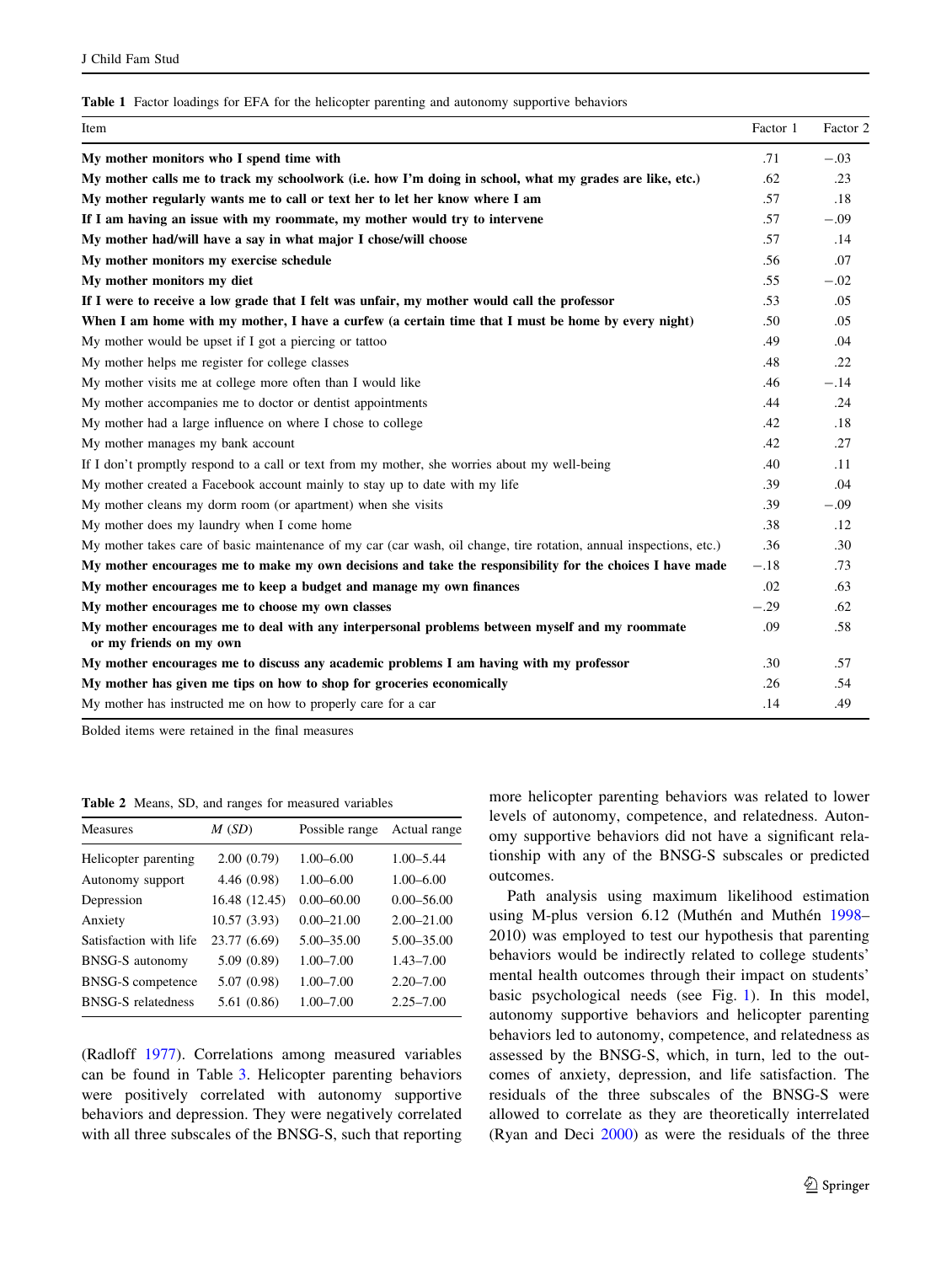**Table 1** Factor loadings for EFA for the helicopter parenting and autonomy supportive behaviors

| Item | Factor 1 | Factor 2 |
|---|---|---|
| **My mother monitors who I spend time with** | .71 | −.03 |
| **My mother calls me to track my schoolwork (i.e. how I'm doing in school, what my grades are like, etc.)** | .62 | .23 |
| **My mother regularly wants me to call or text her to let her know where I am** | .57 | .18 |
| **If I am having an issue with my roommate, my mother would try to intervene** | .57 | −.09 |
| **My mother had/will have a say in what major I chose/will choose** | .57 | .14 |
| **My mother monitors my exercise schedule** | .56 | .07 |
| **My mother monitors my diet** | .55 | −.02 |
| **If I were to receive a low grade that I felt was unfair, my mother would call the professor** | .53 | .05 |
| **When I am home with my mother, I have a curfew (a certain time that I must be home by every night)** | .50 | .05 |
| My mother would be upset if I got a piercing or tattoo | .49 | .04 |
| My mother helps me register for college classes | .48 | .22 |
| My mother visits me at college more often than I would like | .46 | −.14 |
| My mother accompanies me to doctor or dentist appointments | .44 | .24 |
| My mother had a large influence on where I chose to college | .42 | .18 |
| My mother manages my bank account | .42 | .27 |
| If I don't promptly respond to a call or text from my mother, she worries about my well-being | .40 | .11 |
| My mother created a Facebook account mainly to stay up to date with my life | .39 | .04 |
| My mother cleans my dorm room (or apartment) when she visits | .39 | −.09 |
| My mother does my laundry when I come home | .38 | .12 |
| My mother takes care of basic maintenance of my car (car wash, oil change, tire rotation, annual inspections, etc.) | .36 | .30 |
| **My mother encourages me to make my own decisions and take the responsibility for the choices I have made** | −.18 | .73 |
| **My mother encourages me to keep a budget and manage my own finances** | .02 | .63 |
| **My mother encourages me to choose my own classes** | −.29 | .62 |
| **My mother encourages me to deal with any interpersonal problems between myself and my roommate or my friends on my own** | .09 | .58 |
| **My mother encourages me to discuss any academic problems I am having with my professor** | .30 | .57 |
| **My mother has given me tips on how to shop for groceries economically** | .26 | .54 |
| My mother has instructed me on how to properly care for a car | .14 | .49 |

Bolded items were retained in the final measures

**Table 2** Means, SD, and ranges for measured variables

| Measures | *M* (*SD*) | Possible range | Actual range |
|---|---|---|---|
| Helicopter parenting | 2.00 (0.79) | 1.00–6.00 | 1.00–5.44 |
| Autonomy support | 4.46 (0.98) | 1.00–6.00 | 1.00–6.00 |
| Depression | 16.48 (12.45) | 0.00–60.00 | 0.00–56.00 |
| Anxiety | 10.57 (3.93) | 0.00–21.00 | 2.00–21.00 |
| Satisfaction with life | 23.77 (6.69) | 5.00–35.00 | 5.00–35.00 |
| BNSG-S autonomy | 5.09 (0.89) | 1.00–7.00 | 1.43–7.00 |
| BNSG-S competence | 5.07 (0.98) | 1.00–7.00 | 2.20–7.00 |
| BNSG-S relatedness | 5.61 (0.86) | 1.00–7.00 | 2.25–7.00 |

(Radloff 1977). Correlations among measured variables can be found in Table 3. Helicopter parenting behaviors were positively correlated with autonomy supportive behaviors and depression. They were negatively correlated with all three subscales of the BNSG-S, such that reporting more helicopter parenting behaviors was related to lower levels of autonomy, competence, and relatedness. Autonomy supportive behaviors did not have a significant relationship with any of the BNSG-S subscales or predicted outcomes.

Path analysis using maximum likelihood estimation using M-plus version 6.12 (Muthén and Muthén 1998–2010) was employed to test our hypothesis that parenting behaviors would be indirectly related to college students' mental health outcomes through their impact on students' basic psychological needs (see Fig. 1). In this model, autonomy supportive behaviors and helicopter parenting behaviors led to autonomy, competence, and relatedness as assessed by the BNSG-S, which, in turn, led to the outcomes of anxiety, depression, and life satisfaction. The residuals of the three subscales of the BNSG-S were allowed to correlate as they were theoretically interrelated (Ryan and Deci 2000) as were the residuals of the three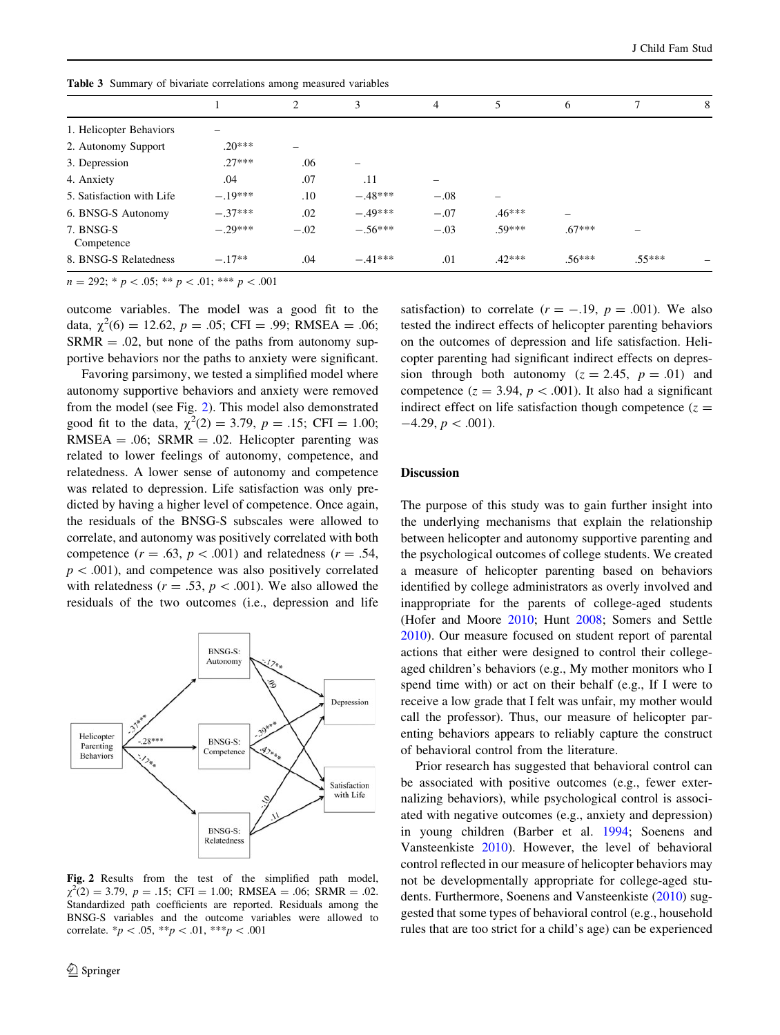**Table 3** Summary of bivariate correlations among measured variables

| | 1 | 2 | 3 | 4 | 5 | 6 | 7 | 8 |
|---|---|---|---|---|---|---|---|---|
| 1. Helicopter Behaviors | – | | | | | | | |
| 2. Autonomy Support | .20*** | – | | | | | | |
| 3. Depression | .27*** | .06 | – | | | | | |
| 4. Anxiety | .04 | .07 | .11 | – | | | | |
| 5. Satisfaction with Life | −.19*** | .10 | −.48*** | −.08 | – | | | |
| 6. BNSG-S Autonomy | −.37*** | .02 | −.49*** | −.07 | .46*** | – | | |
| 7. BNSG-S Competence | −.29*** | −.02 | −.56*** | −.03 | .59*** | .67*** | – | |
| 8. BNSG-S Relatedness | −.17** | .04 | −.41*** | .01 | .42*** | .56*** | .55*** | – |

$n = 292$; * $p < .05$; ** $p < .01$; *** $p < .001$

outcome variables. The model was a good fit to the data, $\chi^2(6) = 12.62$, $p = .05$; CFI = .99; RMSEA = .06; SRMR = .02, but none of the paths from autonomy supportive behaviors nor the paths to anxiety were significant.

Favoring parsimony, we tested a simplified model where autonomy supportive behaviors and anxiety were removed from the model (see Fig. 2). This model also demonstrated good fit to the data, $\chi^2(2) = 3.79$, $p = .15$; CFI = 1.00; RMSEA = .06; SRMR = .02. Helicopter parenting was related to lower feelings of autonomy, competence, and relatedness. A lower sense of autonomy and competence was related to depression. Life satisfaction was only predicted by having a higher level of competence. Once again, the residuals of the BNSG-S subscales were allowed to correlate, and autonomy was positively correlated with both competence ($r = .63$, $p < .001$) and relatedness ($r = .54$, $p < .001$), and competence was also positively correlated with relatedness ($r = .53$, $p < .001$). We also allowed the residuals of the two outcomes (i.e., depression and life satisfaction) to correlate ($r = -.19$, $p = .001$). We also tested the indirect effects of helicopter parenting behaviors on the outcomes of depression and life satisfaction. Helicopter parenting had significant indirect effects on depression through both autonomy ($z = 2.45$, $p = .01$) and competence ($z = 3.94$, $p < .001$). It also had a significant indirect effect on life satisfaction though competence ($z = -4.29$, $p < .001$).

**Fig. 2** Results from the test of the simplified path model, $\chi^2(2) = 3.79$, $p = .15$; CFI = 1.00; RMSEA = .06; SRMR = .02. Standardized path coefficients are reported. Residuals among the BNSG-S variables and the outcome variables were allowed to correlate. *$p < .05$, **$p < .01$, ***$p < .001$

## Discussion

The purpose of this study was to gain further insight into the underlying mechanisms that explain the relationship between helicopter and autonomy supportive parenting and the psychological outcomes of college students. We created a measure of helicopter parenting based on behaviors identified by college administrators as overly involved and inappropriate for the parents of college-aged students (Hofer and Moore 2010; Hunt 2008; Somers and Settle 2010). Our measure focused on student report of parental actions that either were designed to control their college-aged children's behaviors (e.g., My mother monitors who I spend time with) or act on their behalf (e.g., If I were to receive a low grade that I felt was unfair, my mother would call the professor). Thus, our measure of helicopter parenting behaviors appears to reliably capture the construct of behavioral control from the literature.

Prior research has suggested that behavioral control can be associated with positive outcomes (e.g., fewer externalizing behaviors), while psychological control is associated with negative outcomes (e.g., anxiety and depression) in young children (Barber et al. 1994; Soenens and Vansteenkiste 2010). However, the level of behavioral control reflected in our measure of helicopter behaviors may not be developmentally appropriate for college-aged students. Furthermore, Soenens and Vansteenkiste (2010) suggested that some types of behavioral control (e.g., household rules that are too strict for a child's age) can be experienced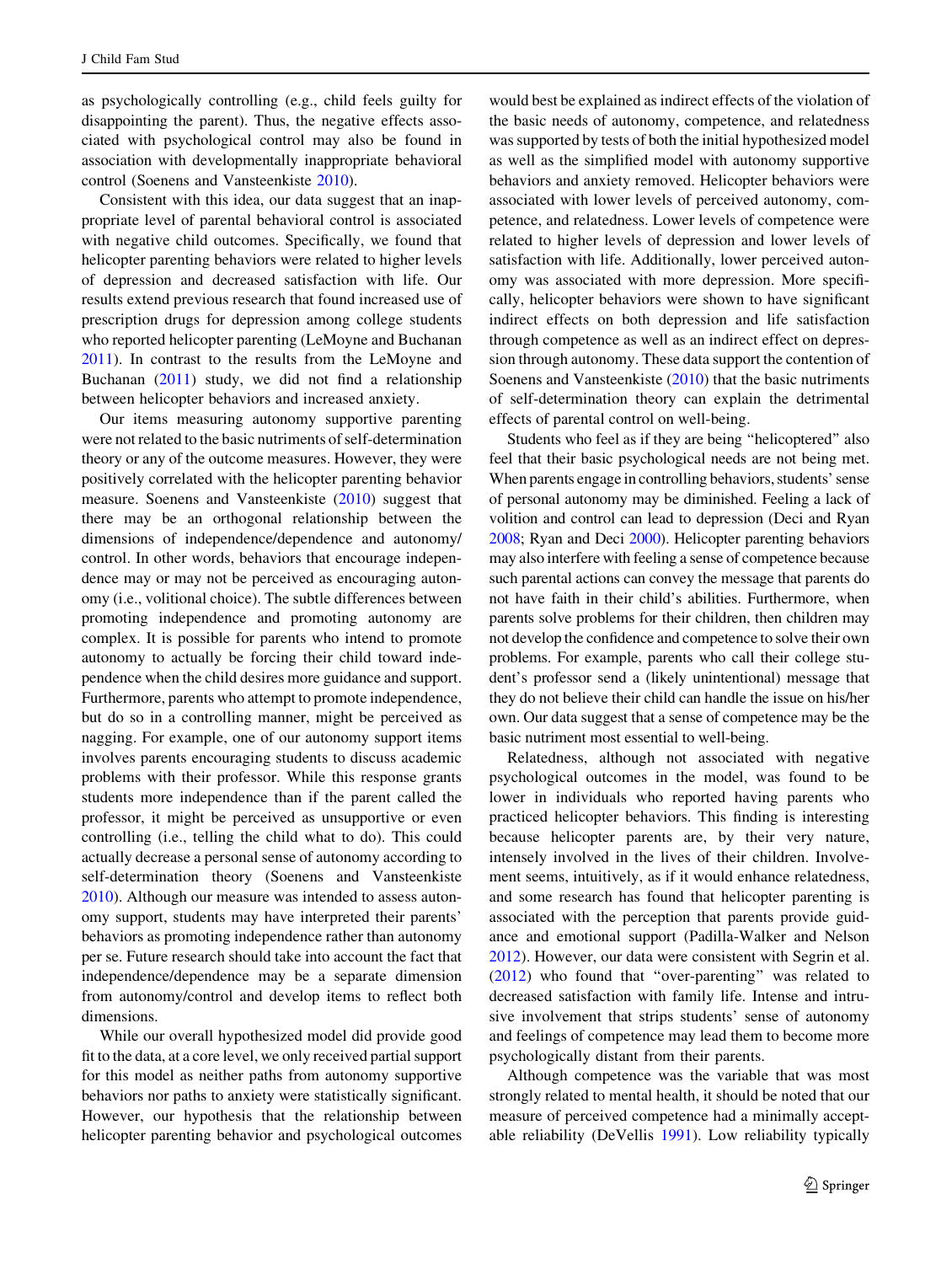as psychologically controlling (e.g., child feels guilty for disappointing the parent). Thus, the negative effects associated with psychological control may also be found in association with developmentally inappropriate behavioral control (Soenens and Vansteenkiste 2010).

Consistent with this idea, our data suggest that an inappropriate level of parental behavioral control is associated with negative child outcomes. Specifically, we found that helicopter parenting behaviors were related to higher levels of depression and decreased satisfaction with life. Our results extend previous research that found increased use of prescription drugs for depression among college students who reported helicopter parenting (LeMoyne and Buchanan 2011). In contrast to the results from the LeMoyne and Buchanan (2011) study, we did not find a relationship between helicopter behaviors and increased anxiety.

Our items measuring autonomy supportive parenting were not related to the basic nutriments of self-determination theory or any of the outcome measures. However, they were positively correlated with the helicopter parenting behavior measure. Soenens and Vansteenkiste (2010) suggest that there may be an orthogonal relationship between the dimensions of independence/dependence and autonomy/control. In other words, behaviors that encourage independence may or may not be perceived as encouraging autonomy (i.e., volitional choice). The subtle differences between promoting independence and promoting autonomy are complex. It is possible for parents who intend to promote autonomy to actually be forcing their child toward independence when the child desires more guidance and support. Furthermore, parents who attempt to promote independence, but do so in a controlling manner, might be perceived as nagging. For example, one of our autonomy support items involves parents encouraging students to discuss academic problems with their professor. While this response grants students more independence than if the parent called the professor, it might be perceived as unsupportive or even controlling (i.e., telling the child what to do). This could actually decrease a personal sense of autonomy according to self-determination theory (Soenens and Vansteenkiste 2010). Although our measure was intended to assess autonomy support, students may have interpreted their parents' behaviors as promoting independence rather than autonomy per se. Future research should take into account the fact that independence/dependence may be a separate dimension from autonomy/control and develop items to reflect both dimensions.

While our overall hypothesized model did provide good fit to the data, at a core level, we only received partial support for this model as neither paths from autonomy supportive behaviors nor paths to anxiety were statistically significant. However, our hypothesis that the relationship between helicopter parenting behavior and psychological outcomes would best be explained as indirect effects of the violation of the basic needs of autonomy, competence, and relatedness was supported by tests of both the initial hypothesized model as well as the simplified model with autonomy supportive behaviors and anxiety removed. Helicopter behaviors were associated with lower levels of perceived autonomy, competence, and relatedness. Lower levels of competence were related to higher levels of depression and lower levels of satisfaction with life. Additionally, lower perceived autonomy was associated with more depression. More specifically, helicopter behaviors were shown to have significant indirect effects on both depression and life satisfaction through competence as well as an indirect effect on depression through autonomy. These data support the contention of Soenens and Vansteenkiste (2010) that the basic nutriments of self-determination theory can explain the detrimental effects of parental control on well-being.

Students who feel as if they are being "helicoptered" also feel that their basic psychological needs are not being met. When parents engage in controlling behaviors, students' sense of personal autonomy may be diminished. Feeling a lack of volition and control can lead to depression (Deci and Ryan 2008; Ryan and Deci 2000). Helicopter parenting behaviors may also interfere with feeling a sense of competence because such parental actions can convey the message that parents do not have faith in their child's abilities. Furthermore, when parents solve problems for their children, then children may not develop the confidence and competence to solve their own problems. For example, parents who call their college student's professor send a (likely unintentional) message that they do not believe their child can handle the issue on his/her own. Our data suggest that a sense of competence may be the basic nutriment most essential to well-being.

Relatedness, although not associated with negative psychological outcomes in the model, was found to be lower in individuals who reported having parents who practiced helicopter behaviors. This finding is interesting because helicopter parents are, by their very nature, intensely involved in the lives of their children. Involvement seems, intuitively, as if it would enhance relatedness, and some research has found that helicopter parenting is associated with the perception that parents provide guidance and emotional support (Padilla-Walker and Nelson 2012). However, our data were consistent with Segrin et al. (2012) who found that "over-parenting" was related to decreased satisfaction with family life. Intense and intrusive involvement that strips students' sense of autonomy and feelings of competence may lead them to become more psychologically distant from their parents.

Although competence was the variable that was most strongly related to mental health, it should be noted that our measure of perceived competence had a minimally acceptable reliability (DeVellis 1991). Low reliability typically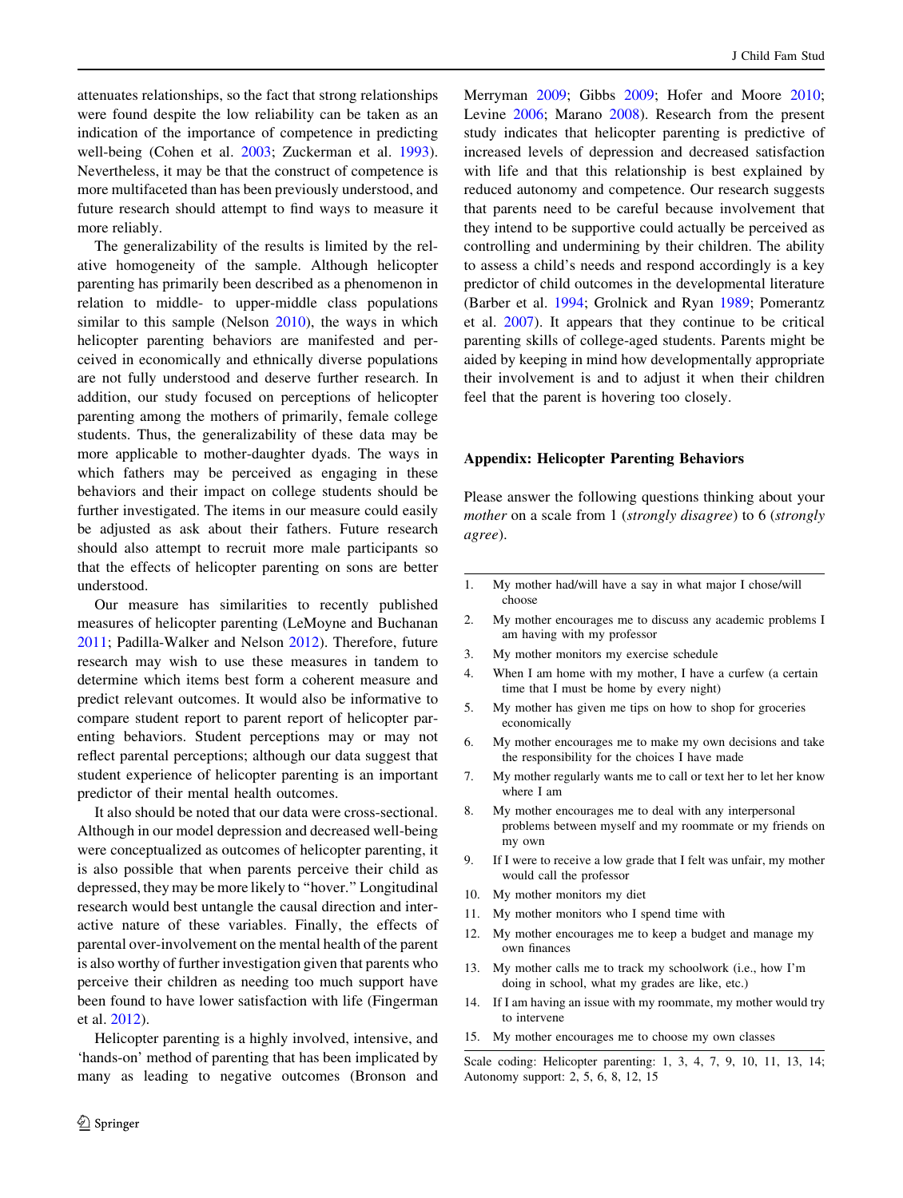attenuates relationships, so the fact that strong relationships were found despite the low reliability can be taken as an indication of the importance of competence in predicting well-being (Cohen et al. 2003; Zuckerman et al. 1993). Nevertheless, it may be that the construct of competence is more multifaceted than has been previously understood, and future research should attempt to find ways to measure it more reliably.

The generalizability of the results is limited by the relative homogeneity of the sample. Although helicopter parenting has primarily been described as a phenomenon in relation to middle- to upper-middle class populations similar to this sample (Nelson 2010), the ways in which helicopter parenting behaviors are manifested and perceived in economically and ethnically diverse populations are not fully understood and deserve further research. In addition, our study focused on perceptions of helicopter parenting among the mothers of primarily, female college students. Thus, the generalizability of these data may be more applicable to mother-daughter dyads. The ways in which fathers may be perceived as engaging in these behaviors and their impact on college students should be further investigated. The items in our measure could easily be adjusted as ask about their fathers. Future research should also attempt to recruit more male participants so that the effects of helicopter parenting on sons are better understood.

Our measure has similarities to recently published measures of helicopter parenting (LeMoyne and Buchanan 2011; Padilla-Walker and Nelson 2012). Therefore, future research may wish to use these measures in tandem to determine which items best form a coherent measure and predict relevant outcomes. It would also be informative to compare student report to parent report of helicopter parenting behaviors. Student perceptions may or may not reflect parental perceptions; although our data suggest that student experience of helicopter parenting is an important predictor of their mental health outcomes.

It also should be noted that our data were cross-sectional. Although in our model depression and decreased well-being were conceptualized as outcomes of helicopter parenting, it is also possible that when parents perceive their child as depressed, they may be more likely to "hover." Longitudinal research would best untangle the causal direction and interactive nature of these variables. Finally, the effects of parental over-involvement on the mental health of the parent is also worthy of further investigation given that parents who perceive their children as needing too much support have been found to have lower satisfaction with life (Fingerman et al. 2012).

Helicopter parenting is a highly involved, intensive, and 'hands-on' method of parenting that has been implicated by many as leading to negative outcomes (Bronson and Merryman 2009; Gibbs 2009; Hofer and Moore 2010; Levine 2006; Marano 2008). Research from the present study indicates that helicopter parenting is predictive of increased levels of depression and decreased satisfaction with life and that this relationship is best explained by reduced autonomy and competence. Our research suggests that parents need to be careful because involvement that they intend to be supportive could actually be perceived as controlling and undermining by their children. The ability to assess a child's needs and respond accordingly is a key predictor of child outcomes in the developmental literature (Barber et al. 1994; Grolnick and Ryan 1989; Pomerantz et al. 2007). It appears that they continue to be critical parenting skills of college-aged students. Parents might be aided by keeping in mind how developmentally appropriate their involvement is and to adjust it when their children feel that the parent is hovering too closely.

## Appendix: Helicopter Parenting Behaviors

Please answer the following questions thinking about your *mother* on a scale from 1 (*strongly disagree*) to 6 (*strongly agree*).

1. My mother had/will have a say in what major I chose/will choose
2. My mother encourages me to discuss any academic problems I am having with my professor
3. My mother monitors my exercise schedule
4. When I am home with my mother, I have a curfew (a certain time that I must be home by every night)
5. My mother has given me tips on how to shop for groceries economically
6. My mother encourages me to make my own decisions and take the responsibility for the choices I have made
7. My mother regularly wants me to call or text her to let her know where I am
8. My mother encourages me to deal with any interpersonal problems between myself and my roommate or my friends on my own
9. If I were to receive a low grade that I felt was unfair, my mother would call the professor
10. My mother monitors my diet
11. My mother monitors who I spend time with
12. My mother encourages me to keep a budget and manage my own finances
13. My mother calls me to track my schoolwork (i.e., how I'm doing in school, what my grades are like, etc.)
14. If I am having an issue with my roommate, my mother would try to intervene
15. My mother encourages me to choose my own classes

Scale coding: Helicopter parenting: 1, 3, 4, 7, 9, 10, 11, 13, 14; Autonomy support: 2, 5, 6, 8, 12, 15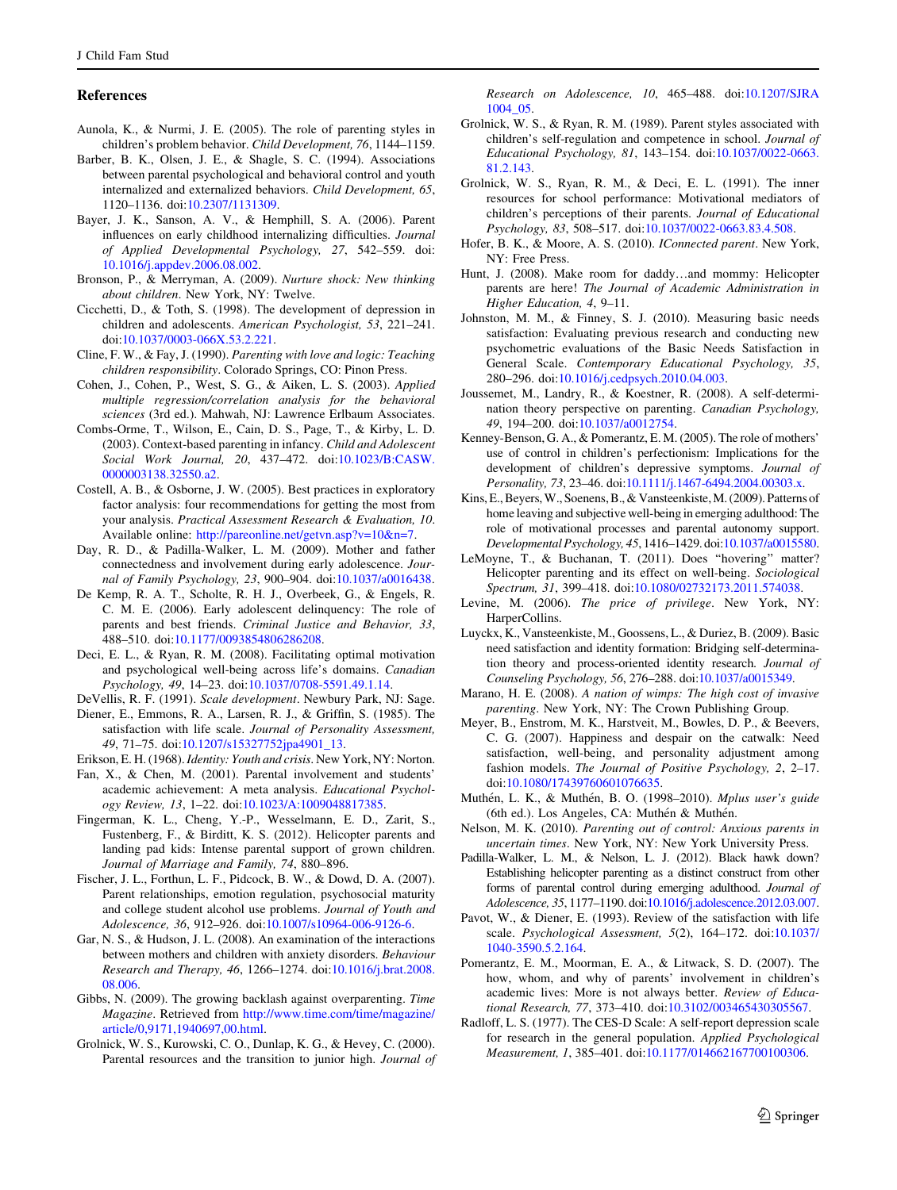## References

Aunola, K., & Nurmi, J. E. (2005). The role of parenting styles in children's problem behavior. *Child Development, 76*, 1144–1159.

Barber, B. K., Olsen, J. E., & Shagle, S. C. (1994). Associations between parental psychological and behavioral control and youth internalized and externalized behaviors. *Child Development, 65*, 1120–1136. doi:10.2307/1131309.

Bayer, J. K., Sanson, A. V., & Hemphill, S. A. (2006). Parent influences on early childhood internalizing difficulties. *Journal of Applied Developmental Psychology, 27*, 542–559. doi:10.1016/j.appdev.2006.08.002.

Bronson, P., & Merryman, A. (2009). *Nurture shock: New thinking about children*. New York, NY: Twelve.

Cicchetti, D., & Toth, S. (1998). The development of depression in children and adolescents. *American Psychologist, 53*, 221–241. doi:10.1037/0003-066X.53.2.221.

Cline, F. W., & Fay, J. (1990). *Parenting with love and logic: Teaching children responsibility*. Colorado Springs, CO: Pinon Press.

Cohen, J., Cohen, P., West, S. G., & Aiken, L. S. (2003). *Applied multiple regression/correlation analysis for the behavioral sciences* (3rd ed.). Mahwah, NJ: Lawrence Erlbaum Associates.

Combs-Orme, T., Wilson, E., Cain, D. S., Page, T., & Kirby, L. D. (2003). Context-based parenting in infancy. *Child and Adolescent Social Work Journal, 20*, 437–472. doi:10.1023/B:CASW.0000003138.32550.a2.

Costell, A. B., & Osborne, J. W. (2005). Best practices in exploratory factor analysis: four recommendations for getting the most from your analysis. *Practical Assessment Research & Evaluation, 10*. Available online: http://pareonline.net/getvn.asp?v=10&n=7.

Day, R. D., & Padilla-Walker, L. M. (2009). Mother and father connectedness and involvement during early adolescence. *Journal of Family Psychology, 23*, 900–904. doi:10.1037/a0016438.

De Kemp, R. A. T., Scholte, R. H. J., Overbeek, G., & Engels, R. C. M. E. (2006). Early adolescent delinquency: The role of parents and best friends. *Criminal Justice and Behavior, 33*, 488–510. doi:10.1177/0093854806286208.

Deci, E. L., & Ryan, R. M. (2008). Facilitating optimal motivation and psychological well-being across life's domains. *Canadian Psychology, 49*, 14–23. doi:10.1037/0708-5591.49.1.14.

DeVellis, R. F. (1991). *Scale development*. Newbury Park, NJ: Sage.

Diener, E., Emmons, R. A., Larsen, R. J., & Griffin, S. (1985). The satisfaction with life scale. *Journal of Personality Assessment, 49*, 71–75. doi:10.1207/s15327752jpa4901_13.

Erikson, E. H. (1968). *Identity: Youth and crisis*. New York, NY: Norton.

Fan, X., & Chen, M. (2001). Parental involvement and students' academic achievement: A meta analysis. *Educational Psychology Review, 13*, 1–22. doi:10.1023/A:1009048817385.

Fingerman, K. L., Cheng, Y.-P., Wesselmann, E. D., Zarit, S., Fustenberg, F., & Birditt, K. S. (2012). Helicopter parents and landing pad kids: Intense parental support of grown children. *Journal of Marriage and Family, 74*, 880–896.

Fischer, J. L., Forthun, L. F., Pidcock, B. W., & Dowd, D. A. (2007). Parent relationships, emotion regulation, psychosocial maturity and college student alcohol use problems. *Journal of Youth and Adolescence, 36*, 912–926. doi:10.1007/s10964-006-9126-6.

Gar, N. S., & Hudson, J. L. (2008). An examination of the interactions between mothers and children with anxiety disorders. *Behaviour Research and Therapy, 46*, 1266–1274. doi:10.1016/j.brat.2008.08.006.

Gibbs, N. (2009). The growing backlash against overparenting. *Time Magazine*. Retrieved from http://www.time.com/time/magazine/article/0,9171,1940697,00.html.

Grolnick, W. S., Kurowski, C. O., Dunlap, K. G., & Hevey, C. (2000). Parental resources and the transition to junior high. *Journal of Research on Adolescence, 10*, 465–488. doi:10.1207/SJRA1004_05.

Grolnick, W. S., & Ryan, R. M. (1989). Parent styles associated with children's self-regulation and competence in school. *Journal of Educational Psychology, 81*, 143–154. doi:10.1037/0022-0663.81.2.143.

Grolnick, W. S., Ryan, R. M., & Deci, E. L. (1991). The inner resources for school performance: Motivational mediators of children's perceptions of their parents. *Journal of Educational Psychology, 83*, 508–517. doi:10.1037/0022-0663.83.4.508.

Hofer, B. K., & Moore, A. S. (2010). *IConnected parent*. New York, NY: Free Press.

Hunt, J. (2008). Make room for daddy…and mommy: Helicopter parents are here! *The Journal of Academic Administration in Higher Education, 4*, 9–11.

Johnston, M. M., & Finney, S. J. (2010). Measuring basic needs satisfaction: Evaluating previous research and conducting new psychometric evaluations of the Basic Needs Satisfaction in General Scale. *Contemporary Educational Psychology, 35*, 280–296. doi:10.1016/j.cedpsych.2010.04.003.

Joussemet, M., Landry, R., & Koestner, R. (2008). A self-determination theory perspective on parenting. *Canadian Psychology, 49*, 194–200. doi:10.1037/a0012754.

Kenney-Benson, G. A., & Pomerantz, E. M. (2005). The role of mothers' use of control in children's perfectionism: Implications for the development of children's depressive symptoms. *Journal of Personality, 73*, 23–46. doi:10.1111/j.1467-6494.2004.00303.x.

Kins, E., Beyers, W., Soenens, B., & Vansteenkiste, M. (2009). Patterns of home leaving and subjective well-being in emerging adulthood: The role of motivational processes and parental autonomy support. *Developmental Psychology, 45*, 1416–1429. doi:10.1037/a0015580.

LeMoyne, T., & Buchanan, T. (2011). Does "hovering" matter? Helicopter parenting and its effect on well-being. *Sociological Spectrum, 31*, 399–418. doi:10.1080/02732173.2011.574038.

Levine, M. (2006). *The price of privilege*. New York, NY: HarperCollins.

Luyckx, K., Vansteenkiste, M., Goossens, L., & Duriez, B. (2009). Basic need satisfaction and identity formation: Bridging self-determination theory and process-oriented identity research. *Journal of Counseling Psychology, 56*, 276–288. doi:10.1037/a0015349.

Marano, H. E. (2008). *A nation of wimps: The high cost of invasive parenting*. New York, NY: The Crown Publishing Group.

Meyer, B., Enstrom, M. K., Harstveit, M., Bowles, D. P., & Beevers, C. G. (2007). Happiness and despair on the catwalk: Need satisfaction, well-being, and personality adjustment among fashion models. *The Journal of Positive Psychology, 2*, 2–17. doi:10.1080/17439760601076635.

Muthén, L. K., & Muthén, B. O. (1998–2010). *Mplus user's guide* (6th ed.). Los Angeles, CA: Muthén & Muthén.

Nelson, M. K. (2010). *Parenting out of control: Anxious parents in uncertain times*. New York, NY: New York University Press.

Padilla-Walker, L. M., & Nelson, L. J. (2012). Black hawk down? Establishing helicopter parenting as a distinct construct from other forms of parental control during emerging adulthood. *Journal of Adolescence, 35*, 1177–1190. doi:10.1016/j.adolescence.2012.03.007.

Pavot, W., & Diener, E. (1993). Review of the satisfaction with life scale. *Psychological Assessment, 5*(2), 164–172. doi:10.1037/1040-3590.5.2.164.

Pomerantz, E. M., Moorman, E. A., & Litwack, S. D. (2007). The how, whom, and why of parents' involvement in children's academic lives: More is not always better. *Review of Educational Research, 77*, 373–410. doi:10.3102/003465430305567.

Radloff, L. S. (1977). The CES-D Scale: A self-report depression scale for research in the general population. *Applied Psychological Measurement, 1*, 385–401. doi:10.1177/014662167700100306.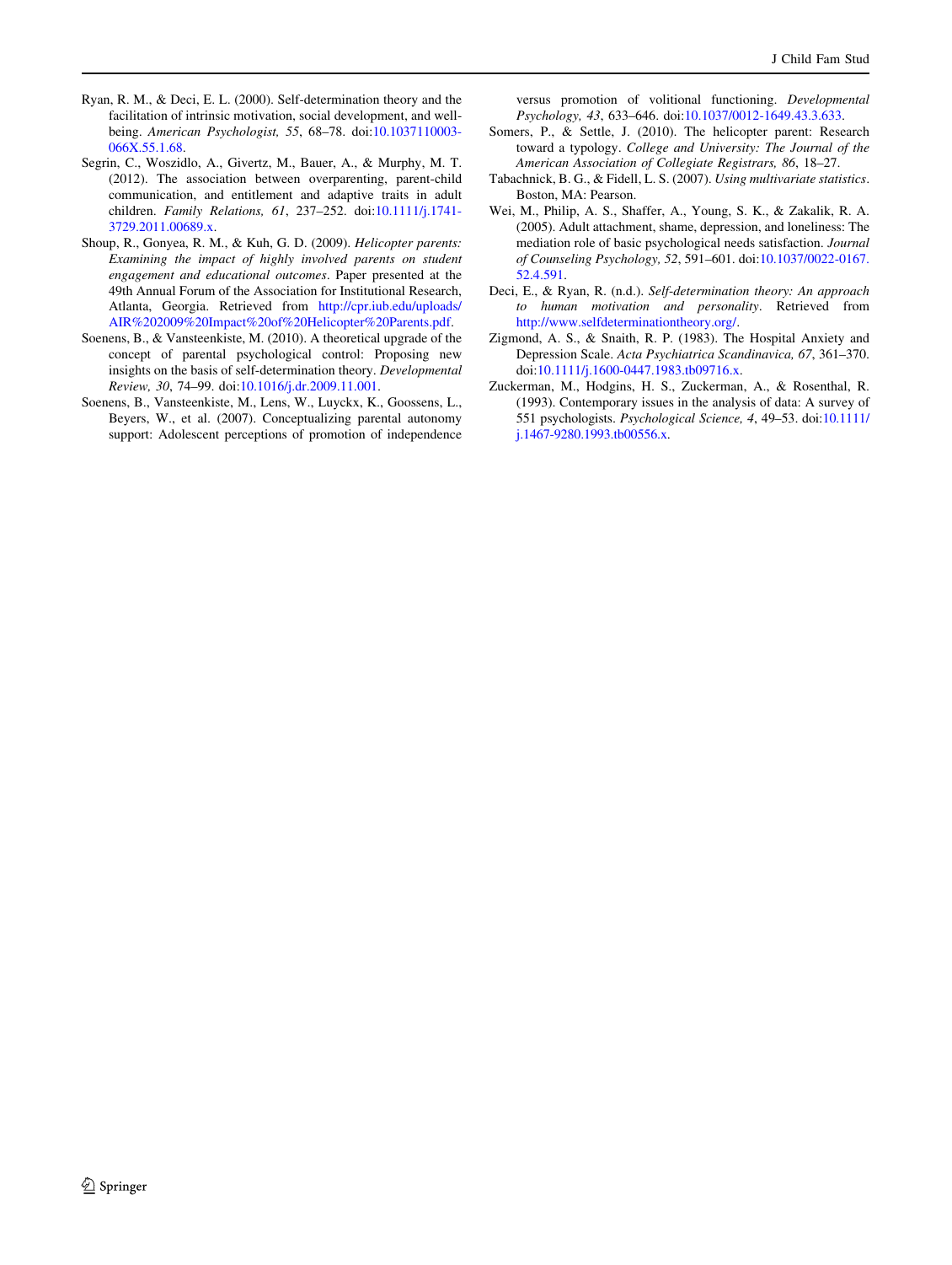Ryan, R. M., & Deci, E. L. (2000). Self-determination theory and the facilitation of intrinsic motivation, social development, and well-being. *American Psychologist, 55*, 68–78. doi:10.1037110003-066X.55.1.68.

Segrin, C., Woszidlo, A., Givertz, M., Bauer, A., & Murphy, M. T. (2012). The association between overparenting, parent-child communication, and entitlement and adaptive traits in adult children. *Family Relations, 61*, 237–252. doi:10.1111/j.1741-3729.2011.00689.x.

Shoup, R., Gonyea, R. M., & Kuh, G. D. (2009). *Helicopter parents: Examining the impact of highly involved parents on student engagement and educational outcomes*. Paper presented at the 49th Annual Forum of the Association for Institutional Research, Atlanta, Georgia. Retrieved from http://cpr.iub.edu/uploads/AIR%202009%20Impact%20of%20Helicopter%20Parents.pdf.

Soenens, B., & Vansteenkiste, M. (2010). A theoretical upgrade of the concept of parental psychological control: Proposing new insights on the basis of self-determination theory. *Developmental Review, 30*, 74–99. doi:10.1016/j.dr.2009.11.001.

Soenens, B., Vansteenkiste, M., Lens, W., Luyckx, K., Goossens, L., Beyers, W., et al. (2007). Conceptualizing parental autonomy support: Adolescent perceptions of promotion of independence versus promotion of volitional functioning. *Developmental Psychology, 43*, 633–646. doi:10.1037/0012-1649.43.3.633.

Somers, P., & Settle, J. (2010). The helicopter parent: Research toward a typology. *College and University: The Journal of the American Association of Collegiate Registrars, 86*, 18–27.

Tabachnick, B. G., & Fidell, L. S. (2007). *Using multivariate statistics*. Boston, MA: Pearson.

Wei, M., Philip, A. S., Shaffer, A., Young, S. K., & Zakalik, R. A. (2005). Adult attachment, shame, depression, and loneliness: The mediation role of basic psychological needs satisfaction. *Journal of Counseling Psychology, 52*, 591–601. doi:10.1037/0022-0167.52.4.591.

Deci, E., & Ryan, R. (n.d.). *Self-determination theory: An approach to human motivation and personality*. Retrieved from http://www.selfdeterminationtheory.org/.

Zigmond, A. S., & Snaith, R. P. (1983). The Hospital Anxiety and Depression Scale. *Acta Psychiatrica Scandinavica, 67*, 361–370. doi:10.1111/j.1600-0447.1983.tb09716.x.

Zuckerman, M., Hodgins, H. S., Zuckerman, A., & Rosenthal, R. (1993). Contemporary issues in the analysis of data: A survey of 551 psychologists. *Psychological Science, 4*, 49–53. doi:10.1111/j.1467-9280.1993.tb00556.x.